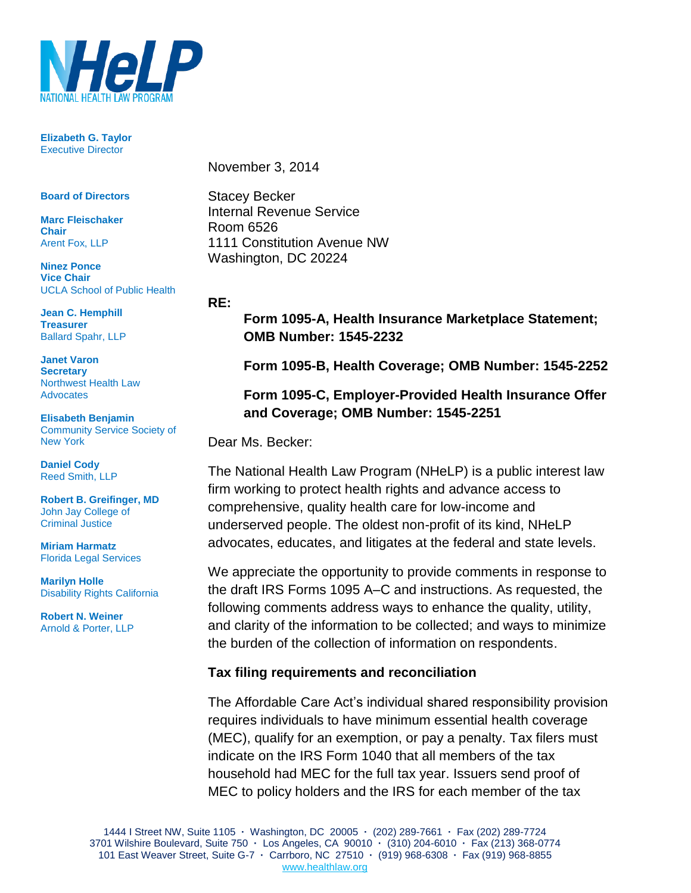**Elizabeth G. Taylor**
Executive Director

**Board of Directors**

**Marc Fleischaker**
**Chair**
Arent Fox, LLP

**Ninez Ponce**
**Vice Chair**
UCLA School of Public Health

**Jean C. Hemphill**
**Treasurer**
Ballard Spahr, LLP

**Janet Varon**
**Secretary**
Northwest Health Law Advocates

**Elisabeth Benjamin**
Community Service Society of New York

**Daniel Cody**
Reed Smith, LLP

**Robert B. Greifinger, MD**
John Jay College of Criminal Justice

**Miriam Harmatz**
Florida Legal Services

**Marilyn Holle**
Disability Rights California

**Robert N. Weiner**
Arnold & Porter, LLP

November 3, 2014

Stacey Becker
Internal Revenue Service
Room 6526
1111 Constitution Avenue NW
Washington, DC 20224

**RE:**

> **Form 1095-A, Health Insurance Marketplace Statement; OMB Number: 1545-2232**
>
> **Form 1095-B, Health Coverage; OMB Number: 1545-2252**
>
> **Form 1095-C, Employer-Provided Health Insurance Offer and Coverage; OMB Number: 1545-2251**

Dear Ms. Becker:

The National Health Law Program (NHeLP) is a public interest law firm working to protect health rights and advance access to comprehensive, quality health care for low-income and underserved people. The oldest non-profit of its kind, NHeLP advocates, educates, and litigates at the federal and state levels.

We appreciate the opportunity to provide comments in response to the draft IRS Forms 1095 A–C and instructions. As requested, the following comments address ways to enhance the quality, utility, and clarity of the information to be collected; and ways to minimize the burden of the collection of information on respondents.

### Tax filing requirements and reconciliation

The Affordable Care Act's individual shared responsibility provision requires individuals to have minimum essential health coverage (MEC), qualify for an exemption, or pay a penalty. Tax filers must indicate on the IRS Form 1040 that all members of the tax household had MEC for the full tax year. Issuers send proof of MEC to policy holders and the IRS for each member of the tax

1444 I Street NW, Suite 1105 · Washington, DC 20005 · (202) 289-7661 · Fax (202) 289-7724
3701 Wilshire Boulevard, Suite 750 · Los Angeles, CA 90010 · (310) 204-6010 · Fax (213) 368-0774
101 East Weaver Street, Suite G-7 · Carrboro, NC 27510 · (919) 968-6308 · Fax (919) 968-8855
www.healthlaw.org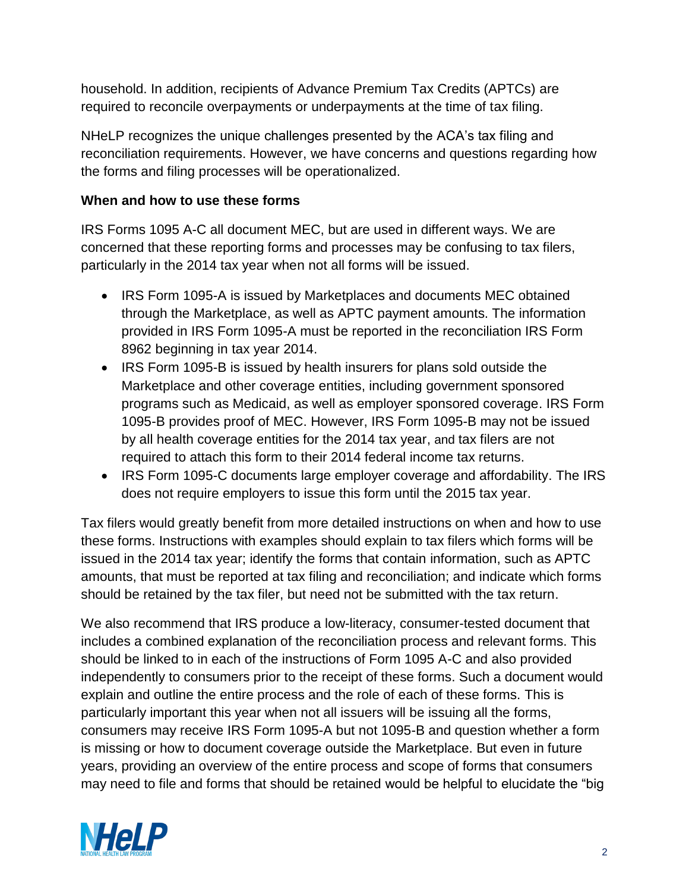household. In addition, recipients of Advance Premium Tax Credits (APTCs) are required to reconcile overpayments or underpayments at the time of tax filing.

NHeLP recognizes the unique challenges presented by the ACA's tax filing and reconciliation requirements. However, we have concerns and questions regarding how the forms and filing processes will be operationalized.

**When and how to use these forms**

IRS Forms 1095 A-C all document MEC, but are used in different ways. We are concerned that these reporting forms and processes may be confusing to tax filers, particularly in the 2014 tax year when not all forms will be issued.

- IRS Form 1095-A is issued by Marketplaces and documents MEC obtained through the Marketplace, as well as APTC payment amounts. The information provided in IRS Form 1095-A must be reported in the reconciliation IRS Form 8962 beginning in tax year 2014.
- IRS Form 1095-B is issued by health insurers for plans sold outside the Marketplace and other coverage entities, including government sponsored programs such as Medicaid, as well as employer sponsored coverage. IRS Form 1095-B provides proof of MEC. However, IRS Form 1095-B may not be issued by all health coverage entities for the 2014 tax year, and tax filers are not required to attach this form to their 2014 federal income tax returns.
- IRS Form 1095-C documents large employer coverage and affordability. The IRS does not require employers to issue this form until the 2015 tax year.

Tax filers would greatly benefit from more detailed instructions on when and how to use these forms. Instructions with examples should explain to tax filers which forms will be issued in the 2014 tax year; identify the forms that contain information, such as APTC amounts, that must be reported at tax filing and reconciliation; and indicate which forms should be retained by the tax filer, but need not be submitted with the tax return.

We also recommend that IRS produce a low-literacy, consumer-tested document that includes a combined explanation of the reconciliation process and relevant forms. This should be linked to in each of the instructions of Form 1095 A-C and also provided independently to consumers prior to the receipt of these forms. Such a document would explain and outline the entire process and the role of each of these forms. This is particularly important this year when not all issuers will be issuing all the forms, consumers may receive IRS Form 1095-A but not 1095-B and question whether a form is missing or how to document coverage outside the Marketplace. But even in future years, providing an overview of the entire process and scope of forms that consumers may need to file and forms that should be retained would be helpful to elucidate the "big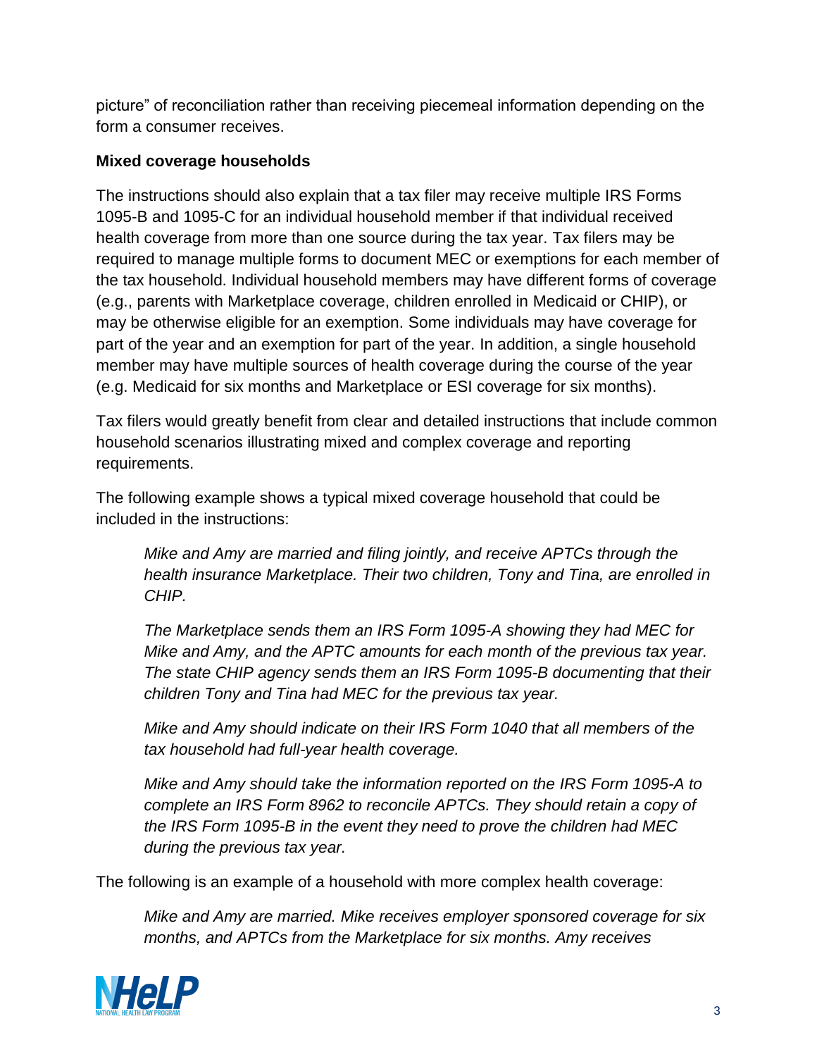picture" of reconciliation rather than receiving piecemeal information depending on the form a consumer receives.

**Mixed coverage households**

The instructions should also explain that a tax filer may receive multiple IRS Forms 1095-B and 1095-C for an individual household member if that individual received health coverage from more than one source during the tax year. Tax filers may be required to manage multiple forms to document MEC or exemptions for each member of the tax household. Individual household members may have different forms of coverage (e.g., parents with Marketplace coverage, children enrolled in Medicaid or CHIP), or may be otherwise eligible for an exemption. Some individuals may have coverage for part of the year and an exemption for part of the year. In addition, a single household member may have multiple sources of health coverage during the course of the year (e.g. Medicaid for six months and Marketplace or ESI coverage for six months).

Tax filers would greatly benefit from clear and detailed instructions that include common household scenarios illustrating mixed and complex coverage and reporting requirements.

The following example shows a typical mixed coverage household that could be included in the instructions:

> *Mike and Amy are married and filing jointly, and receive APTCs through the health insurance Marketplace. Their two children, Tony and Tina, are enrolled in CHIP.*
>
> *The Marketplace sends them an IRS Form 1095-A showing they had MEC for Mike and Amy, and the APTC amounts for each month of the previous tax year. The state CHIP agency sends them an IRS Form 1095-B documenting that their children Tony and Tina had MEC for the previous tax year.*
>
> *Mike and Amy should indicate on their IRS Form 1040 that all members of the tax household had full-year health coverage.*
>
> *Mike and Amy should take the information reported on the IRS Form 1095-A to complete an IRS Form 8962 to reconcile APTCs. They should retain a copy of the IRS Form 1095-B in the event they need to prove the children had MEC during the previous tax year.*

The following is an example of a household with more complex health coverage:

> *Mike and Amy are married. Mike receives employer sponsored coverage for six months, and APTCs from the Marketplace for six months. Amy receives*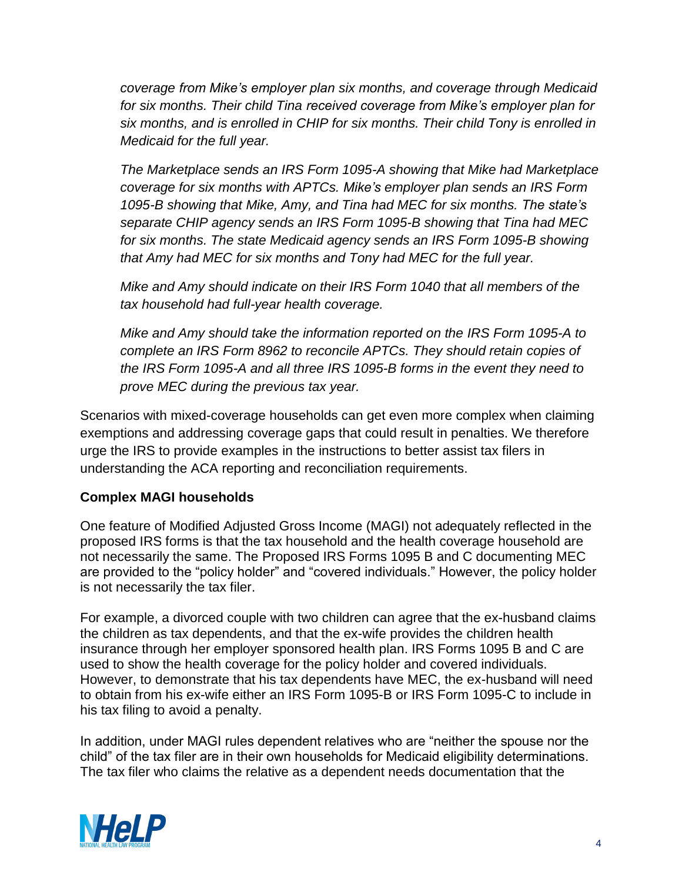*coverage from Mike's employer plan six months, and coverage through Medicaid for six months. Their child Tina received coverage from Mike's employer plan for six months, and is enrolled in CHIP for six months. Their child Tony is enrolled in Medicaid for the full year.*

*The Marketplace sends an IRS Form 1095-A showing that Mike had Marketplace coverage for six months with APTCs. Mike's employer plan sends an IRS Form 1095-B showing that Mike, Amy, and Tina had MEC for six months. The state's separate CHIP agency sends an IRS Form 1095-B showing that Tina had MEC for six months. The state Medicaid agency sends an IRS Form 1095-B showing that Amy had MEC for six months and Tony had MEC for the full year.*

*Mike and Amy should indicate on their IRS Form 1040 that all members of the tax household had full-year health coverage.*

*Mike and Amy should take the information reported on the IRS Form 1095-A to complete an IRS Form 8962 to reconcile APTCs. They should retain copies of the IRS Form 1095-A and all three IRS 1095-B forms in the event they need to prove MEC during the previous tax year.*

Scenarios with mixed-coverage households can get even more complex when claiming exemptions and addressing coverage gaps that could result in penalties. We therefore urge the IRS to provide examples in the instructions to better assist tax filers in understanding the ACA reporting and reconciliation requirements.

**Complex MAGI households**

One feature of Modified Adjusted Gross Income (MAGI) not adequately reflected in the proposed IRS forms is that the tax household and the health coverage household are not necessarily the same. The Proposed IRS Forms 1095 B and C documenting MEC are provided to the "policy holder" and "covered individuals." However, the policy holder is not necessarily the tax filer.

For example, a divorced couple with two children can agree that the ex-husband claims the children as tax dependents, and that the ex-wife provides the children health insurance through her employer sponsored health plan. IRS Forms 1095 B and C are used to show the health coverage for the policy holder and covered individuals. However, to demonstrate that his tax dependents have MEC, the ex-husband will need to obtain from his ex-wife either an IRS Form 1095-B or IRS Form 1095-C to include in his tax filing to avoid a penalty.

In addition, under MAGI rules dependent relatives who are "neither the spouse nor the child" of the tax filer are in their own households for Medicaid eligibility determinations. The tax filer who claims the relative as a dependent needs documentation that the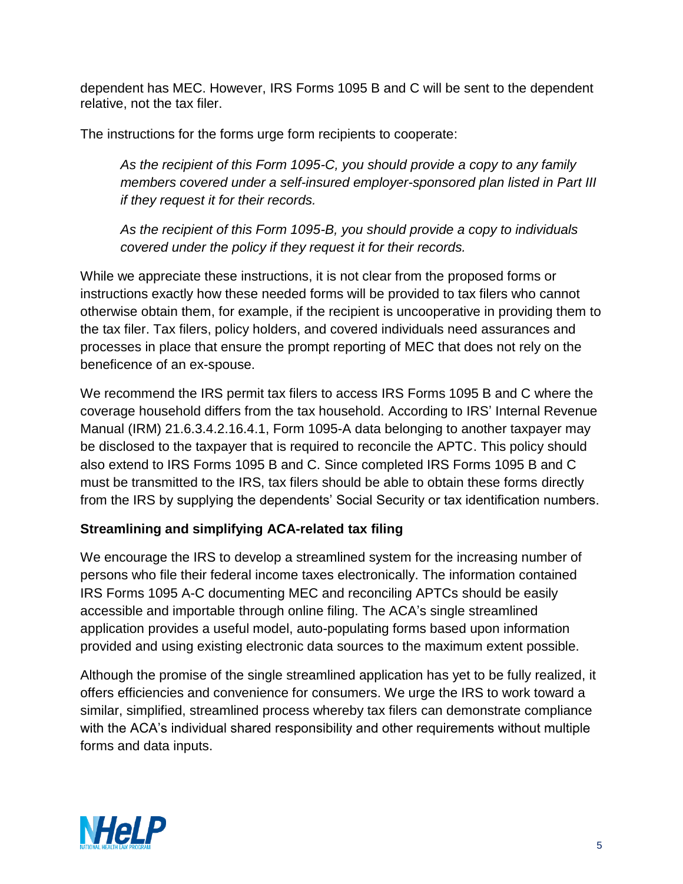dependent has MEC. However, IRS Forms 1095 B and C will be sent to the dependent relative, not the tax filer.

The instructions for the forms urge form recipients to cooperate:

> *As the recipient of this Form 1095-C, you should provide a copy to any family members covered under a self-insured employer-sponsored plan listed in Part III if they request it for their records.*
>
> *As the recipient of this Form 1095-B, you should provide a copy to individuals covered under the policy if they request it for their records.*

While we appreciate these instructions, it is not clear from the proposed forms or instructions exactly how these needed forms will be provided to tax filers who cannot otherwise obtain them, for example, if the recipient is uncooperative in providing them to the tax filer. Tax filers, policy holders, and covered individuals need assurances and processes in place that ensure the prompt reporting of MEC that does not rely on the beneficence of an ex-spouse.

We recommend the IRS permit tax filers to access IRS Forms 1095 B and C where the coverage household differs from the tax household. According to IRS' Internal Revenue Manual (IRM) 21.6.3.4.2.16.4.1, Form 1095-A data belonging to another taxpayer may be disclosed to the taxpayer that is required to reconcile the APTC. This policy should also extend to IRS Forms 1095 B and C. Since completed IRS Forms 1095 B and C must be transmitted to the IRS, tax filers should be able to obtain these forms directly from the IRS by supplying the dependents' Social Security or tax identification numbers.

**Streamlining and simplifying ACA-related tax filing**

We encourage the IRS to develop a streamlined system for the increasing number of persons who file their federal income taxes electronically. The information contained IRS Forms 1095 A-C documenting MEC and reconciling APTCs should be easily accessible and importable through online filing. The ACA's single streamlined application provides a useful model, auto-populating forms based upon information provided and using existing electronic data sources to the maximum extent possible.

Although the promise of the single streamlined application has yet to be fully realized, it offers efficiencies and convenience for consumers. We urge the IRS to work toward a similar, simplified, streamlined process whereby tax filers can demonstrate compliance with the ACA's individual shared responsibility and other requirements without multiple forms and data inputs.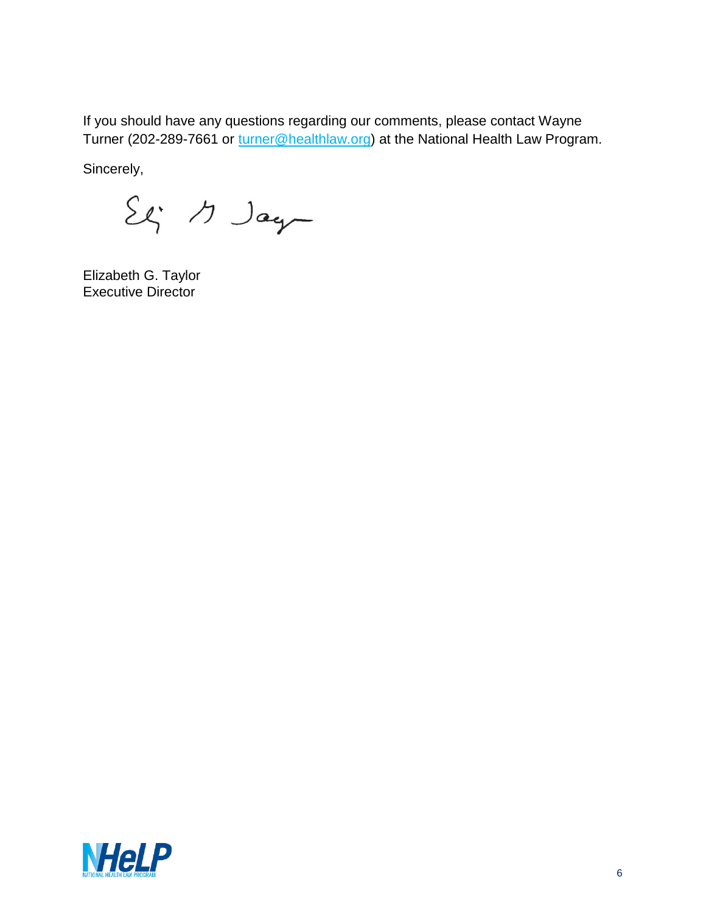If you should have any questions regarding our comments, please contact Wayne Turner (202-289-7661 or turner@healthlaw.org) at the National Health Law Program.

Sincerely,

Elizabeth G. Taylor
Executive Director